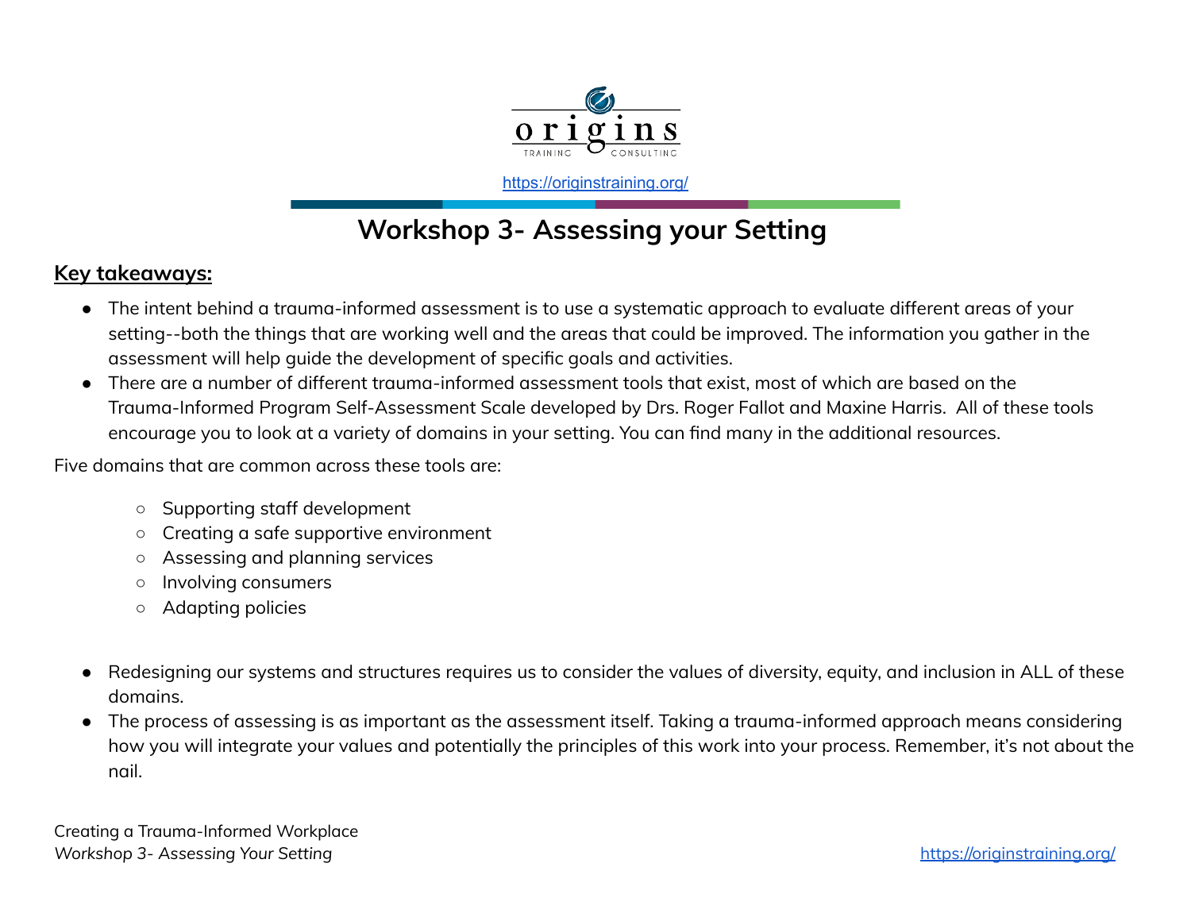https://originstraining.org/

# Workshop 3- Assessing your Setting

**Key takeaways:**

- The intent behind a trauma-informed assessment is to use a systematic approach to evaluate different areas of your setting--both the things that are working well and the areas that could be improved. The information you gather in the assessment will help guide the development of specific goals and activities.
- There are a number of different trauma-informed assessment tools that exist, most of which are based on the Trauma-Informed Program Self-Assessment Scale developed by Drs. Roger Fallot and Maxine Harris. All of these tools encourage you to look at a variety of domains in your setting. You can find many in the additional resources.

Five domains that are common across these tools are:

- Supporting staff development
- Creating a safe supportive environment
- Assessing and planning services
- Involving consumers
- Adapting policies

- Redesigning our systems and structures requires us to consider the values of diversity, equity, and inclusion in ALL of these domains.
- The process of assessing is as important as the assessment itself. Taking a trauma-informed approach means considering how you will integrate your values and potentially the principles of this work into your process. Remember, it's not about the nail.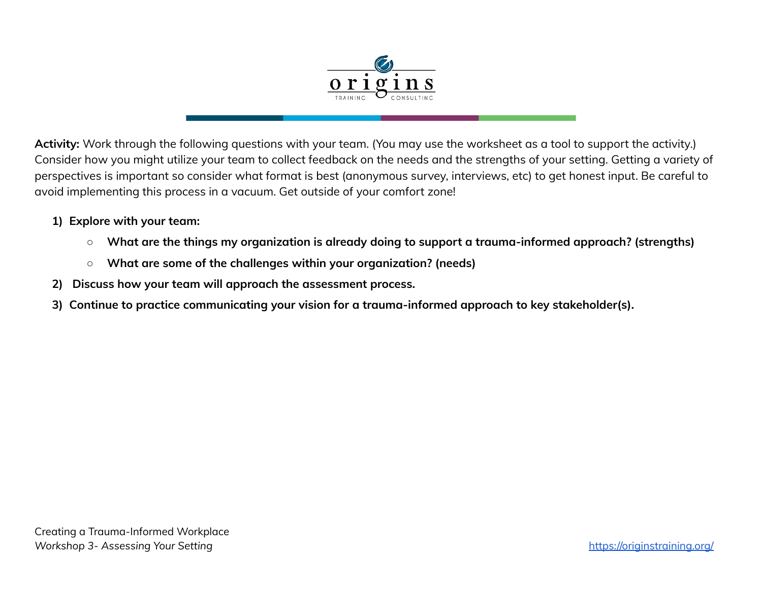**Activity:** Work through the following questions with your team. (You may use the worksheet as a tool to support the activity.) Consider how you might utilize your team to collect feedback on the needs and the strengths of your setting. Getting a variety of perspectives is important so consider what format is best (anonymous survey, interviews, etc) to get honest input. Be careful to avoid implementing this process in a vacuum. Get outside of your comfort zone!

1) **Explore with your team:**
   - **What are the things my organization is already doing to support a trauma-informed approach? (strengths)**
   - **What are some of the challenges within your organization? (needs)**
2) **Discuss how your team will approach the assessment process.**
3) **Continue to practice communicating your vision for a trauma-informed approach to key stakeholder(s).**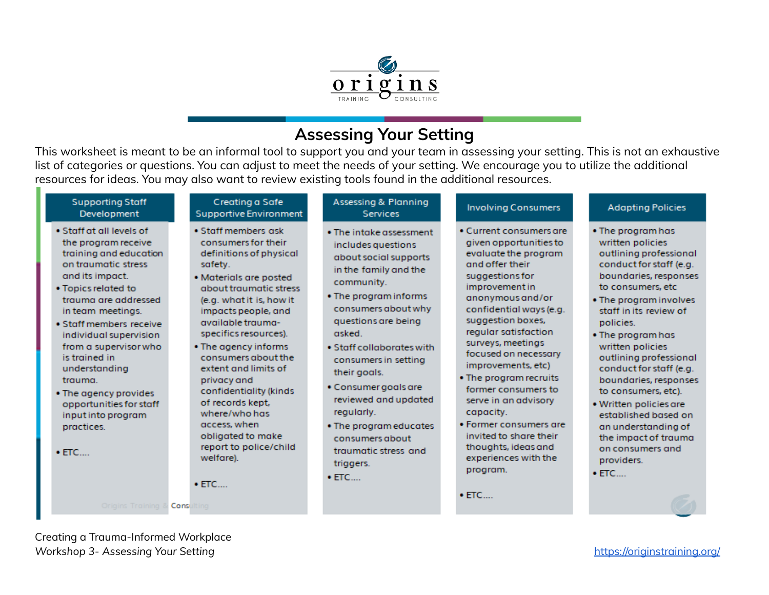origins
TRAINING CONSULTING

# Assessing Your Setting

This worksheet is meant to be an informal tool to support you and your team in assessing your setting. This is not an exhaustive list of categories or questions. You can adjust to meet the needs of your setting. We encourage you to utilize the additional resources for ideas. You may also want to review existing tools found in the additional resources.

## Supporting Staff Development

- Staff at all levels of the program receive training and education on traumatic stress and its impact.
- Topics related to trauma are addressed in team meetings.
- Staff members receive individual supervision from a supervisor who is trained in understanding trauma.
- The agency provides opportunities for staff input into program practices.
- ETC....

## Creating a Safe Supportive Environment

- Staff members ask consumers for their definitions of physical safety.
- Materials are posted about traumatic stress (e.g. what it is, how it impacts people, and available trauma-specifics resources).
- The agency informs consumers about the extent and limits of privacy and confidentiality (kinds of records kept, where/who has access, when obligated to make report to police/child welfare).
- ETC....

## Assessing & Planning Services

- The intake assessment includes questions about social supports in the family and the community.
- The program informs consumers about why questions are being asked.
- Staff collaborates with consumers in setting their goals.
- Consumer goals are reviewed and updated regularly.
- The program educates consumers about traumatic stress and triggers.
- ETC....

## Involving Consumers

- Current consumers are given opportunities to evaluate the program and offer their suggestions for improvement in anonymous and/or confidential ways (e.g. suggestion boxes, regular satisfaction surveys, meetings focused on necessary improvements, etc)
- The program recruits former consumers to serve in an advisory capacity.
- Former consumers are invited to share their thoughts, ideas and experiences with the program.
- ETC....

## Adapting Policies

- The program has written policies outlining professional conduct for staff (e.g. boundaries, responses to consumers, etc
- The program involves staff in its review of policies.
- The program has written policies outlining professional conduct for staff (e.g. boundaries, responses to consumers, etc).
- Written policies are established based on an understanding of the impact of trauma on consumers and providers.
- ETC....

Origins Training & Consulting

Creating a Trauma-Informed Workplace
*Workshop 3- Assessing Your Setting*

https://originstraining.org/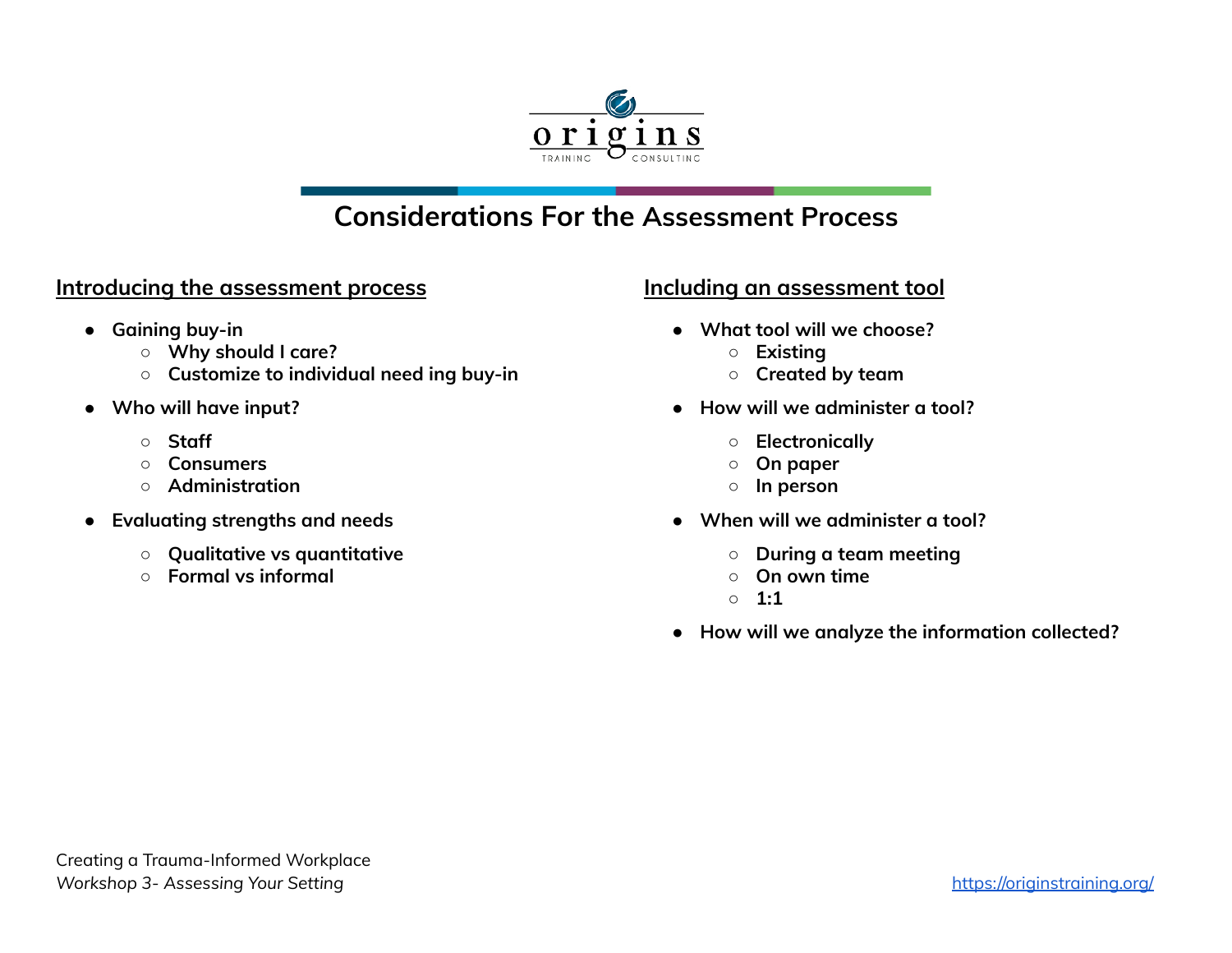# Considerations For the Assessment Process

## Introducing the assessment process

- **Gaining buy-in**
  - **Why should I care?**
  - **Customize to individual need ing buy-in**
- **Who will have input?**
  - **Staff**
  - **Consumers**
  - **Administration**
- **Evaluating strengths and needs**
  - **Qualitative vs quantitative**
  - **Formal vs informal**

## Including an assessment tool

- **What tool will we choose?**
  - **Existing**
  - **Created by team**
- **How will we administer a tool?**
  - **Electronically**
  - **On paper**
  - **In person**
- **When will we administer a tool?**
  - **During a team meeting**
  - **On own time**
  - **1:1**
- **How will we analyze the information collected?**